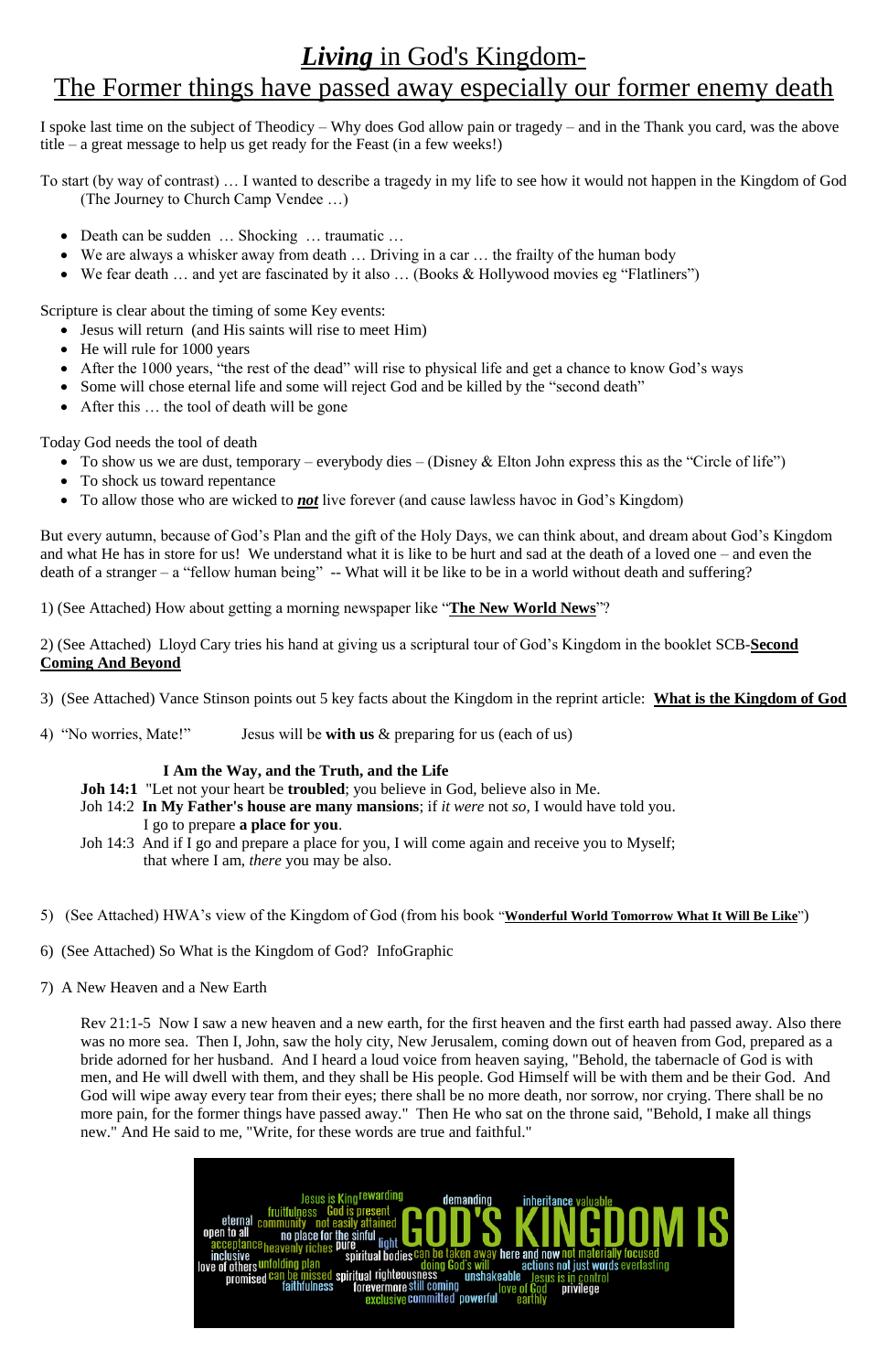# ***Living*** in God's Kingdom-

# The Former things have passed away especially our former enemy death

I spoke last time on the subject of Theodicy – Why does God allow pain or tragedy – and in the Thank you card, was the above title – a great message to help us get ready for the Feast (in a few weeks!)

To start (by way of contrast) … I wanted to describe a tragedy in my life to see how it would not happen in the Kingdom of God (The Journey to Church Camp Vendee …)

- Death can be sudden … Shocking … traumatic …
- We are always a whisker away from death … Driving in a car … the frailty of the human body
- We fear death … and yet are fascinated by it also … (Books & Hollywood movies eg "Flatliners")

Scripture is clear about the timing of some Key events:

- Jesus will return (and His saints will rise to meet Him)
- He will rule for 1000 years
- After the 1000 years, "the rest of the dead" will rise to physical life and get a chance to know God's ways
- Some will chose eternal life and some will reject God and be killed by the "second death"
- After this … the tool of death will be gone

Today God needs the tool of death

- To show us we are dust, temporary – everybody dies – (Disney & Elton John express this as the "Circle of life")
- To shock us toward repentance
- To allow those who are wicked to ***not*** live forever (and cause lawless havoc in God's Kingdom)

But every autumn, because of God's Plan and the gift of the Holy Days, we can think about, and dream about God's Kingdom and what He has in store for us! We understand what it is like to be hurt and sad at the death of a loved one – and even the death of a stranger – a "fellow human being" -- What will it be like to be in a world without death and suffering?

1) (See Attached) How about getting a morning newspaper like "**The New World News**"?

2) (See Attached) Lloyd Cary tries his hand at giving us a scriptural tour of God's Kingdom in the booklet SCB-**Second Coming And Beyond**

3) (See Attached) Vance Stinson points out 5 key facts about the Kingdom in the reprint article: **What is the Kingdom of God**

4) "No worries, Mate!" Jesus will be **with us** & preparing for us (each of us)

**I Am the Way, and the Truth, and the Life**

**Joh 14:1** "Let not your heart be **troubled**; you believe in God, believe also in Me.
Joh 14:2 **In My Father's house are many mansions**; if *it were* not *so*, I would have told you. I go to prepare **a place for you**.
Joh 14:3 And if I go and prepare a place for you, I will come again and receive you to Myself; that where I am, *there* you may be also.

5) (See Attached) HWA's view of the Kingdom of God (from his book "**Wonderful World Tomorrow What It Will Be Like**")

6) (See Attached) So What is the Kingdom of God? InfoGraphic

7) A New Heaven and a New Earth

Rev 21:1-5 Now I saw a new heaven and a new earth, for the first heaven and the first earth had passed away. Also there was no more sea. Then I, John, saw the holy city, New Jerusalem, coming down out of heaven from God, prepared as a bride adorned for her husband. And I heard a loud voice from heaven saying, "Behold, the tabernacle of God is with men, and He will dwell with them, and they shall be His people. God Himself will be with them and be their God. And God will wipe away every tear from their eyes; there shall be no more death, nor sorrow, nor crying. There shall be no more pain, for the former things have passed away." Then He who sat on the throne said, "Behold, I make all things new." And He said to me, "Write, for these words are true and faithful."

GOD'S KINGDOM IS

Jesus is King, rewarding, demanding, inheritance, valuable, fruitfulness, God is present, eternal, community, not easily attained, open to all, no place for the sinful, acceptance, heavenly riches, pure, light, inclusive, spiritual bodies, can be taken away, here and now, not materially focused, love of others, unfolding plan, doing God's will, actions not just words, everlasting, promised, can be missed, spiritual righteousness, unshakeable, Jesus is in control, faithfulness, forevermore, still coming, love of God, privilege, exclusive, committed, powerful, earthly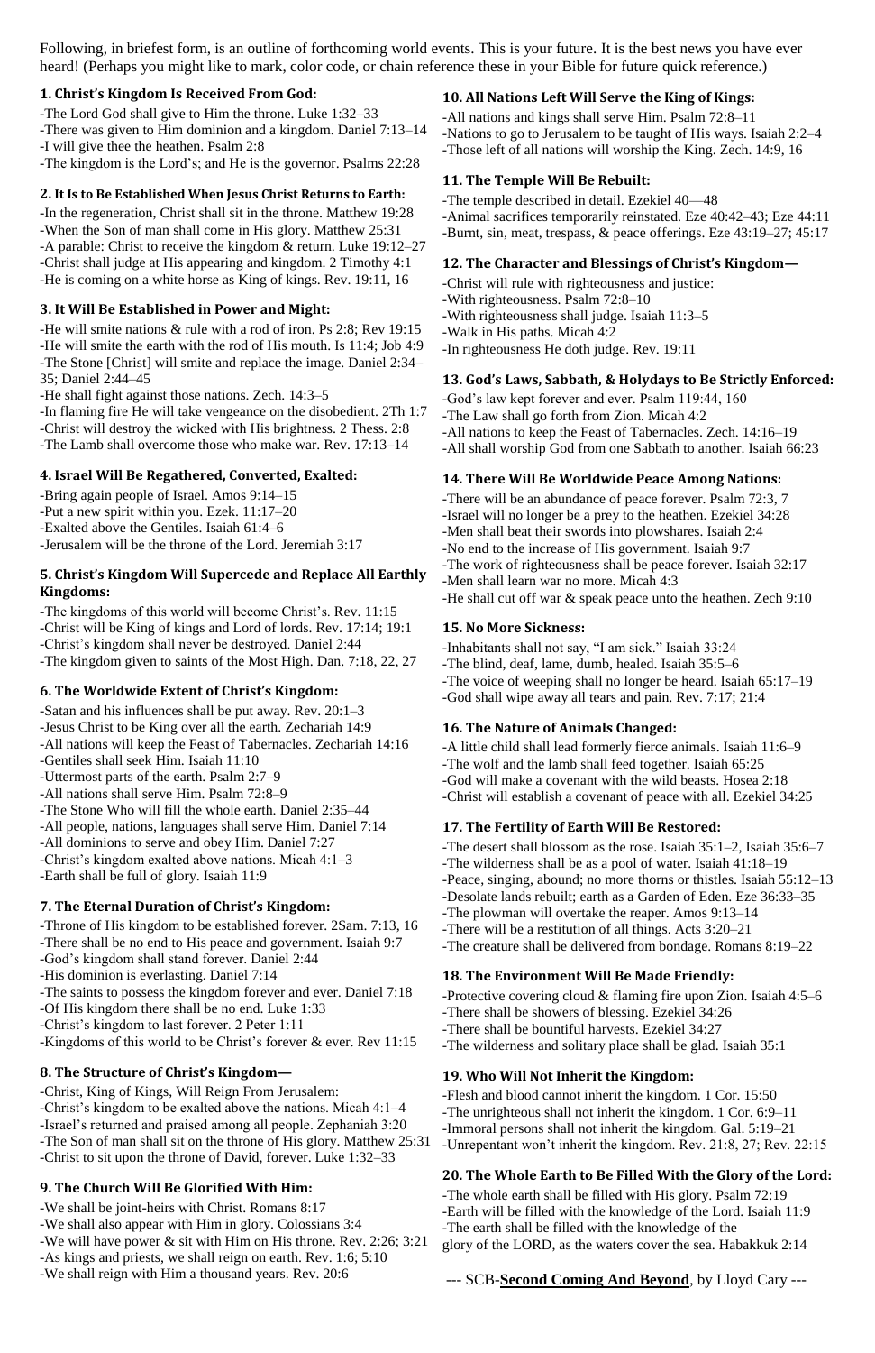Following, in briefest form, is an outline of forthcoming world events. This is your future. It is the best news you have ever heard! (Perhaps you might like to mark, color code, or chain reference these in your Bible for future quick reference.)

### 1. Christ's Kingdom Is Received From God:

-The Lord God shall give to Him the throne. Luke 1:32–33
-There was given to Him dominion and a kingdom. Daniel 7:13–14
-I will give thee the heathen. Psalm 2:8
-The kingdom is the Lord's; and He is the governor. Psalms 22:28

### 2. It Is to Be Established When Jesus Christ Returns to Earth:

-In the regeneration, Christ shall sit in the throne. Matthew 19:28
-When the Son of man shall come in His glory. Matthew 25:31
-A parable: Christ to receive the kingdom & return. Luke 19:12–27
-Christ shall judge at His appearing and kingdom. 2 Timothy 4:1
-He is coming on a white horse as King of kings. Rev. 19:11, 16

### 3. It Will Be Established in Power and Might:

-He will smite nations & rule with a rod of iron. Ps 2:8; Rev 19:15
-He will smite the earth with the rod of His mouth. Is 11:4; Job 4:9
-The Stone [Christ] will smite and replace the image. Daniel 2:34–35; Daniel 2:44–45
-He shall fight against those nations. Zech. 14:3–5
-In flaming fire He will take vengeance on the disobedient. 2Th 1:7
-Christ will destroy the wicked with His brightness. 2 Thess. 2:8
-The Lamb shall overcome those who make war. Rev. 17:13–14

### 4. Israel Will Be Regathered, Converted, Exalted:

-Bring again people of Israel. Amos 9:14–15
-Put a new spirit within you. Ezek. 11:17–20
-Exalted above the Gentiles. Isaiah 61:4–6
-Jerusalem will be the throne of the Lord. Jeremiah 3:17

### 5. Christ's Kingdom Will Supercede and Replace All Earthly Kingdoms:

-The kingdoms of this world will become Christ's. Rev. 11:15
-Christ will be King of kings and Lord of lords. Rev. 17:14; 19:1
-Christ's kingdom shall never be destroyed. Daniel 2:44
-The kingdom given to saints of the Most High. Dan. 7:18, 22, 27

### 6. The Worldwide Extent of Christ's Kingdom:

-Satan and his influences shall be put away. Rev. 20:1–3
-Jesus Christ to be King over all the earth. Zechariah 14:9
-All nations will keep the Feast of Tabernacles. Zechariah 14:16
-Gentiles shall seek Him. Isaiah 11:10
-Uttermost parts of the earth. Psalm 2:7–9
-All nations shall serve Him. Psalm 72:8–9
-The Stone Who will fill the whole earth. Daniel 2:35–44
-All people, nations, languages shall serve Him. Daniel 7:14
-All dominions to serve and obey Him. Daniel 7:27
-Christ's kingdom exalted above nations. Micah 4:1–3
-Earth shall be full of glory. Isaiah 11:9

### 7. The Eternal Duration of Christ's Kingdom:

-Throne of His kingdom to be established forever. 2Sam. 7:13, 16
-There shall be no end to His peace and government. Isaiah 9:7
-God's kingdom shall stand forever. Daniel 2:44
-His dominion is everlasting. Daniel 7:14
-The saints to possess the kingdom forever and ever. Daniel 7:18
-Of His kingdom there shall be no end. Luke 1:33
-Christ's kingdom to last forever. 2 Peter 1:11
-Kingdoms of this world to be Christ's forever & ever. Rev 11:15

### 8. The Structure of Christ's Kingdom—

-Christ, King of Kings, Will Reign From Jerusalem:
-Christ's kingdom to be exalted above the nations. Micah 4:1–4
-Israel's returned and praised among all people. Zephaniah 3:20
-The Son of man shall sit on the throne of His glory. Matthew 25:31
-Christ to sit upon the throne of David, forever. Luke 1:32–33

### 9. The Church Will Be Glorified With Him:

-We shall be joint-heirs with Christ. Romans 8:17
-We shall also appear with Him in glory. Colossians 3:4
-We will have power & sit with Him on His throne. Rev. 2:26; 3:21
-As kings and priests, we shall reign on earth. Rev. 1:6; 5:10
-We shall reign with Him a thousand years. Rev. 20:6

### 10. All Nations Left Will Serve the King of Kings:

-All nations and kings shall serve Him. Psalm 72:8–11
-Nations to go to Jerusalem to be taught of His ways. Isaiah 2:2–4
-Those left of all nations will worship the King. Zech. 14:9, 16

### 11. The Temple Will Be Rebuilt:

-The temple described in detail. Ezekiel 40—48
-Animal sacrifices temporarily reinstated. Eze 40:42–43; Eze 44:11
-Burnt, sin, meat, trespass, & peace offerings. Eze 43:19–27; 45:17

### 12. The Character and Blessings of Christ's Kingdom—

-Christ will rule with righteousness and justice:
-With righteousness. Psalm 72:8–10
-With righteousness shall judge. Isaiah 11:3–5
-Walk in His paths. Micah 4:2
-In righteousness He doth judge. Rev. 19:11

### 13. God's Laws, Sabbath, & Holydays to Be Strictly Enforced:

-God's law kept forever and ever. Psalm 119:44, 160
-The Law shall go forth from Zion. Micah 4:2
-All nations to keep the Feast of Tabernacles. Zech. 14:16–19
-All shall worship God from one Sabbath to another. Isaiah 66:23

### 14. There Will Be Worldwide Peace Among Nations:

-There will be an abundance of peace forever. Psalm 72:3, 7
-Israel will no longer be a prey to the heathen. Ezekiel 34:28
-Men shall beat their swords into plowshares. Isaiah 2:4
-No end to the increase of His government. Isaiah 9:7
-The work of righteousness shall be peace forever. Isaiah 32:17
-Men shall learn war no more. Micah 4:3
-He shall cut off war & speak peace unto the heathen. Zech 9:10

### 15. No More Sickness:

-Inhabitants shall not say, "I am sick." Isaiah 33:24
-The blind, deaf, lame, dumb, healed. Isaiah 35:5–6
-The voice of weeping shall no longer be heard. Isaiah 65:17–19
-God shall wipe away all tears and pain. Rev. 7:17; 21:4

### 16. The Nature of Animals Changed:

-A little child shall lead formerly fierce animals. Isaiah 11:6–9
-The wolf and the lamb shall feed together. Isaiah 65:25
-God will make a covenant with the wild beasts. Hosea 2:18
-Christ will establish a covenant of peace with all. Ezekiel 34:25

### 17. The Fertility of Earth Will Be Restored:

-The desert shall blossom as the rose. Isaiah 35:1–2, Isaiah 35:6–7
-The wilderness shall be as a pool of water. Isaiah 41:18–19
-Peace, singing, abound; no more thorns or thistles. Isaiah 55:12–13
-Desolate lands rebuilt; earth as a Garden of Eden. Eze 36:33–35
-The plowman will overtake the reaper. Amos 9:13–14
-There will be a restitution of all things. Acts 3:20–21
-The creature shall be delivered from bondage. Romans 8:19–22

### 18. The Environment Will Be Made Friendly:

-Protective covering cloud & flaming fire upon Zion. Isaiah 4:5–6
-There shall be showers of blessing. Ezekiel 34:26
-There shall be bountiful harvests. Ezekiel 34:27
-The wilderness and solitary place shall be glad. Isaiah 35:1

### 19. Who Will Not Inherit the Kingdom:

-Flesh and blood cannot inherit the kingdom. 1 Cor. 15:50
-The unrighteous shall not inherit the kingdom. 1 Cor. 6:9–11
-Immoral persons shall not inherit the kingdom. Gal. 5:19–21
-Unrepentant won't inherit the kingdom. Rev. 21:8, 27; Rev. 22:15

### 20. The Whole Earth to Be Filled With the Glory of the Lord:

-The whole earth shall be filled with His glory. Psalm 72:19
-Earth will be filled with the knowledge of the Lord. Isaiah 11:9
-The earth shall be filled with the knowledge of the glory of the LORD, as the waters cover the sea. Habakkuk 2:14

--- SCB-**Second Coming And Beyond**, by Lloyd Cary ---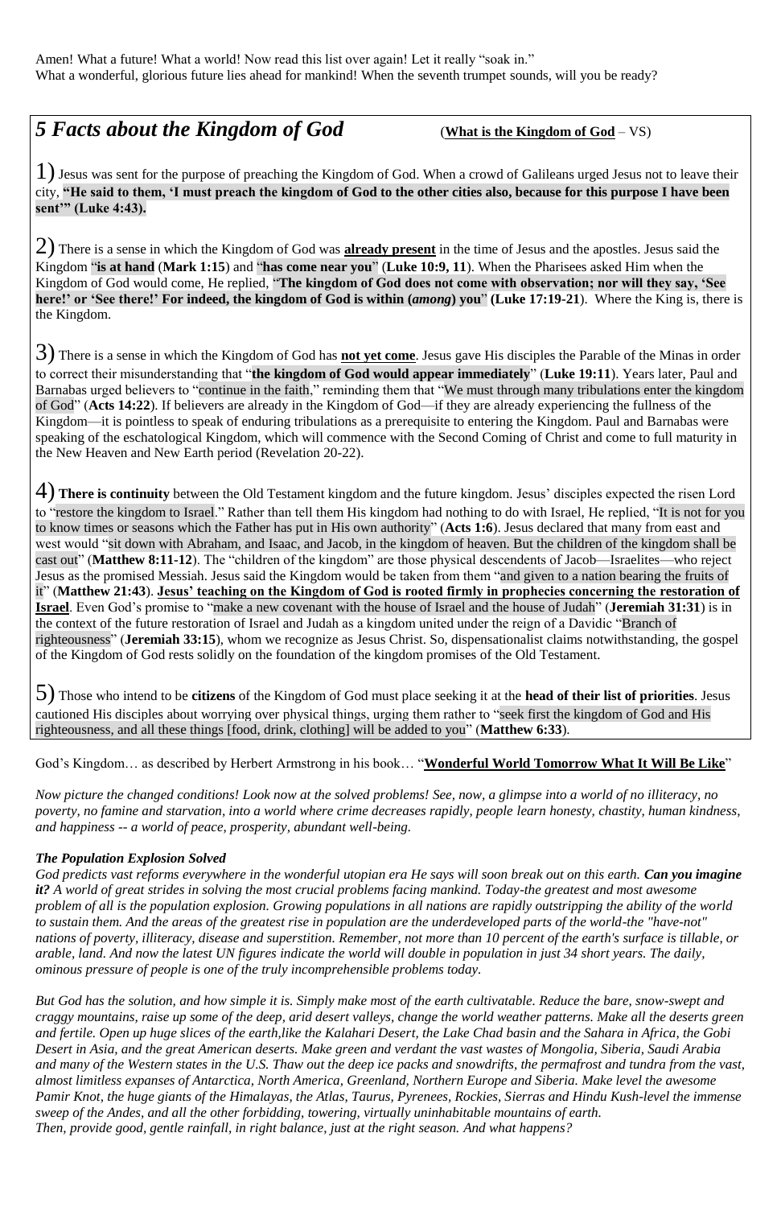Amen! What a future! What a world! Now read this list over again! Let it really "soak in."
What a wonderful, glorious future lies ahead for mankind! When the seventh trumpet sounds, will you be ready?

## *5 Facts about the Kingdom of God* (**What is the Kingdom of God** – VS)

1) Jesus was sent for the purpose of preaching the Kingdom of God. When a crowd of Galileans urged Jesus not to leave their city, **"He said to them, 'I must preach the kingdom of God to the other cities also, because for this purpose I have been sent'" (Luke 4:43).**

2) There is a sense in which the Kingdom of God was **already present** in the time of Jesus and the apostles. Jesus said the Kingdom "**is at hand** (**Mark 1:15**) and "**has come near you**" (**Luke 10:9, 11**). When the Pharisees asked Him when the Kingdom of God would come, He replied, "**The kingdom of God does not come with observation; nor will they say, 'See here!' or 'See there!' For indeed, the kingdom of God is within (*among*) you**" **(Luke 17:19-21**). Where the King is, there is the Kingdom.

3) There is a sense in which the Kingdom of God has **not yet come**. Jesus gave His disciples the Parable of the Minas in order to correct their misunderstanding that "**the kingdom of God would appear immediately**" (**Luke 19:11**). Years later, Paul and Barnabas urged believers to "continue in the faith," reminding them that "We must through many tribulations enter the kingdom of God" (**Acts 14:22**). If believers are already in the Kingdom of God—if they are already experiencing the fullness of the Kingdom—it is pointless to speak of enduring tribulations as a prerequisite to entering the Kingdom. Paul and Barnabas were speaking of the eschatological Kingdom, which will commence with the Second Coming of Christ and come to full maturity in the New Heaven and New Earth period (Revelation 20-22).

4) **There is continuity** between the Old Testament kingdom and the future kingdom. Jesus' disciples expected the risen Lord to "restore the kingdom to Israel." Rather than tell them His kingdom had nothing to do with Israel, He replied, "It is not for you to know times or seasons which the Father has put in His own authority" (**Acts 1:6**). Jesus declared that many from east and west would "sit down with Abraham, and Isaac, and Jacob, in the kingdom of heaven. But the children of the kingdom shall be cast out" (**Matthew 8:11-12**). The "children of the kingdom" are those physical descendents of Jacob—Israelites—who reject Jesus as the promised Messiah. Jesus said the Kingdom would be taken from them "and given to a nation bearing the fruits of it" (**Matthew 21:43**). **Jesus' teaching on the Kingdom of God is rooted firmly in prophecies concerning the restoration of Israel**. Even God's promise to "make a new covenant with the house of Israel and the house of Judah" (**Jeremiah 31:31**) is in the context of the future restoration of Israel and Judah as a kingdom united under the reign of a Davidic "Branch of righteousness" (**Jeremiah 33:15**), whom we recognize as Jesus Christ. So, dispensationalist claims notwithstanding, the gospel of the Kingdom of God rests solidly on the foundation of the kingdom promises of the Old Testament.

5) Those who intend to be **citizens** of the Kingdom of God must place seeking it at the **head of their list of priorities**. Jesus cautioned His disciples about worrying over physical things, urging them rather to "seek first the kingdom of God and His righteousness, and all these things [food, drink, clothing] will be added to you" (**Matthew 6:33**).

God's Kingdom… as described by Herbert Armstrong in his book… "**Wonderful World Tomorrow What It Will Be Like**"

*Now picture the changed conditions! Look now at the solved problems! See, now, a glimpse into a world of no illiteracy, no poverty, no famine and starvation, into a world where crime decreases rapidly, people learn honesty, chastity, human kindness, and happiness -- a world of peace, prosperity, abundant well-being.*

***The Population Explosion Solved***

*God predicts vast reforms everywhere in the wonderful utopian era He says will soon break out on this earth.* ***Can you imagine it?*** *A world of great strides in solving the most crucial problems facing mankind. Today-the greatest and most awesome problem of all is the population explosion. Growing populations in all nations are rapidly outstripping the ability of the world to sustain them. And the areas of the greatest rise in population are the underdeveloped parts of the world-the "have-not" nations of poverty, illiteracy, disease and superstition. Remember, not more than 10 percent of the earth's surface is tillable, or arable, land. And now the latest UN figures indicate the world will double in population in just 34 short years. The daily, ominous pressure of people is one of the truly incomprehensible problems today.*

*But God has the solution, and how simple it is. Simply make most of the earth cultivatable. Reduce the bare, snow-swept and craggy mountains, raise up some of the deep, arid desert valleys, change the world weather patterns. Make all the deserts green and fertile. Open up huge slices of the earth,like the Kalahari Desert, the Lake Chad basin and the Sahara in Africa, the Gobi Desert in Asia, and the great American deserts. Make green and verdant the vast wastes of Mongolia, Siberia, Saudi Arabia and many of the Western states in the U.S. Thaw out the deep ice packs and snowdrifts, the permafrost and tundra from the vast, almost limitless expanses of Antarctica, North America, Greenland, Northern Europe and Siberia. Make level the awesome Pamir Knot, the huge giants of the Himalayas, the Atlas, Taurus, Pyrenees, Rockies, Sierras and Hindu Kush-level the immense sweep of the Andes, and all the other forbidding, towering, virtually uninhabitable mountains of earth.*
*Then, provide good, gentle rainfall, in right balance, just at the right season. And what happens?*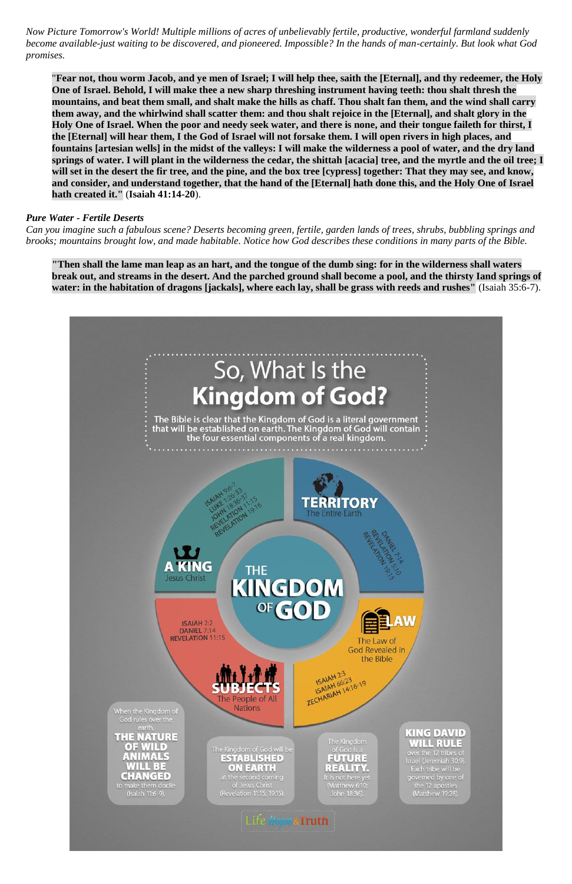*Now Picture Tomorrow's World! Multiple millions of acres of unbelievably fertile, productive, wonderful farmland suddenly become available-just waiting to be discovered, and pioneered. Impossible? In the hands of man-certainly. But look what God promises.*

> "**Fear not, thou worm Jacob, and ye men of Israel; I will help thee, saith the [Eternal], and thy redeemer, the Holy One of Israel. Behold, I will make thee a new sharp threshing instrument having teeth: thou shalt thresh the mountains, and beat them small, and shalt make the hills as chaff. Thou shalt fan them, and the wind shall carry them away, and the whirlwind shall scatter them: and thou shalt rejoice in the [Eternal], and shalt glory in the Holy One of Israel. When the poor and needy seek water, and there is none, and their tongue faileth for thirst, I the [Eternal] will hear them, I the God of Israel will not forsake them. I will open rivers in high places, and fountains [artesian wells] in the midst of the valleys: I will make the wilderness a pool of water, and the dry land springs of water. I will plant in the wilderness the cedar, the shittah [acacia] tree, and the myrtle and the oil tree; I will set in the desert the fir tree, and the pine, and the box tree [cypress] together: That they may see, and know, and consider, and understand together, that the hand of the [Eternal] hath done this, and the Holy One of Israel hath created it.**" (**Isaiah 41:14-20**).

***Pure Water - Fertile Deserts***

*Can you imagine such a fabulous scene? Deserts becoming green, fertile, garden lands of trees, shrubs, bubbling springs and brooks; mountains brought low, and made habitable. Notice how God describes these conditions in many parts of the Bible.*

> **"Then shall the lame man leap as an hart, and the tongue of the dumb sing: for in the wilderness shall waters break out, and streams in the desert. And the parched ground shall become a pool, and the thirsty land springs of water: in the habitation of dragons [jackals], where each lay, shall be grass with reeds and rushes"** (Isaiah 35:6-7).

So, What Is the
Kingdom of God?

The Bible is clear that the Kingdom of God is a literal government that will be established on earth. The Kingdom of God will contain the four essential components of a real kingdom.

THE KINGDOM OF GOD

A KING
Jesus Christ
ISAIAH 9:6-7
LUKE 1:26-33
JOHN 18:36-37
REVELATION 11:15
REVELATION 19:16

TERRITORY
The Entire Earth
DANIEL 7:14
REVELATION 5:10
REVELATION 19:15

LAW
The Law of God Revealed in the Bible
ISAIAH 2:3
ISAIAH 66:23
ZECHARIAH 14:16-19

SUBJECTS
The People of All Nations
ISAIAH 2:2
DANIEL 7:14
REVELATION 11:15

When the Kingdom of God rules over the earth, THE NATURE OF WILD ANIMALS WILL BE CHANGED to make them docile (Isaiah 11:6-9).

The Kingdom of God will be ESTABLISHED ON EARTH at the second coming of Jesus Christ (Revelation 11:15; 19:15).

The Kingdom of God is a FUTURE REALITY. It is not here yet (Matthew 6:10; John 18:36).

KING DAVID WILL RULE over the 12 tribes of Israel (Jeremiah 30:9). Each tribe will be governed by one of the 12 apostles (Matthew 19:28).

Life Hope & Truth